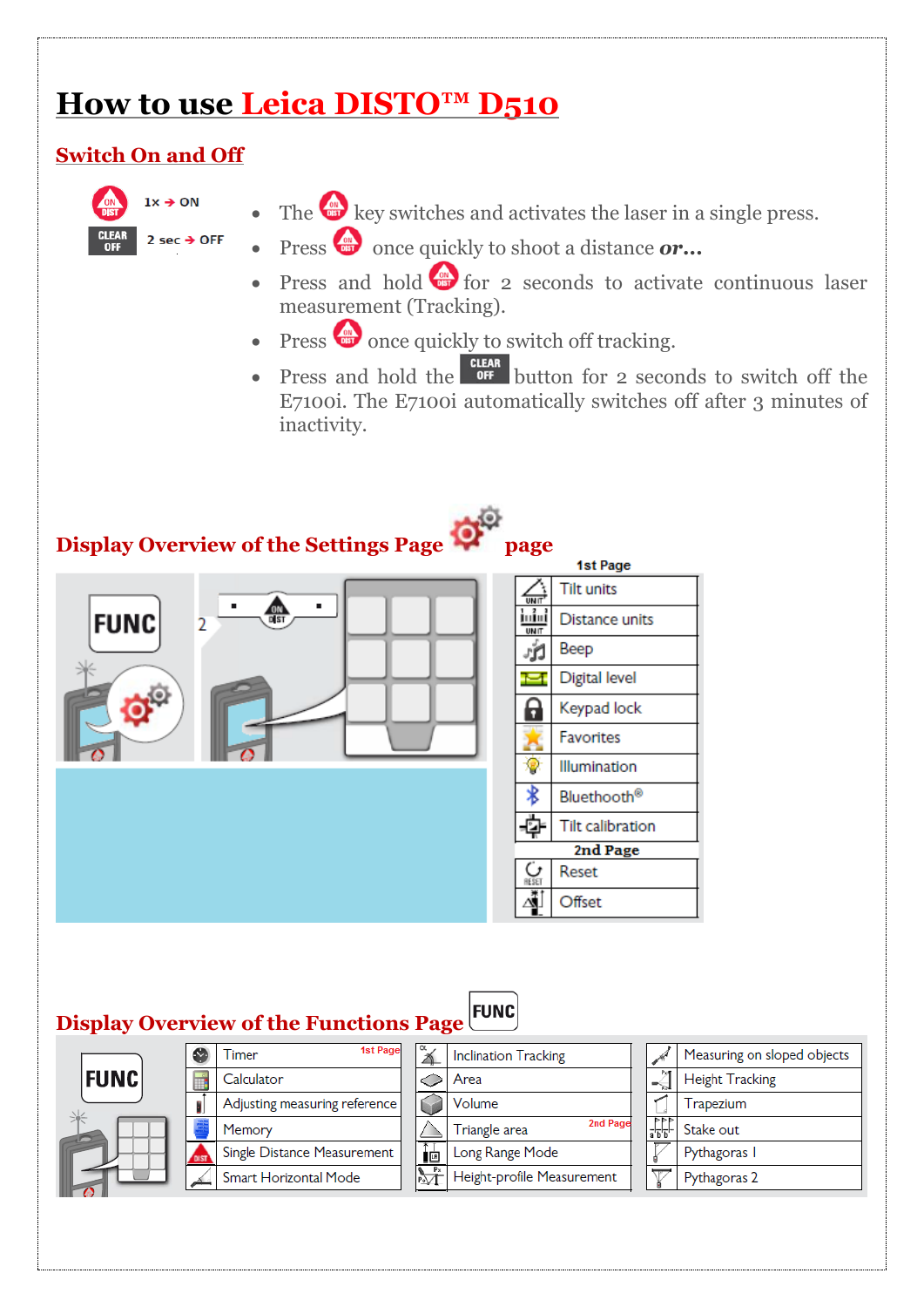# How to use Leica DISTO™ D510

## Switch On and Off

ON DIST 1x → ON

CLEAR OFF 2 sec → OFF

- The ON DIST key switches and activates the laser in a single press.
- Press ON DIST once quickly to shoot a distance ***or…***
- Press and hold ON DIST for 2 seconds to activate continuous laser measurement (Tracking).
- Press ON DIST once quickly to switch off tracking.
- Press and hold the CLEAR OFF button for 2 seconds to switch off the E7100i. The E7100i automatically switches off after 3 minutes of inactivity.

## Display Overview of the Settings Page page

FUNC

2

| 1st Page |
|---|
| Tilt units |
| Distance units |
| Beep |
| Digital level |
| Keypad lock |
| Favorites |
| Illumination |
| Bluethooth® |
| Tilt calibration |
| **2nd Page** |
| Reset |
| Offset |

## Display Overview of the Functions Page FUNC

FUNC

| 1st Page | | |
|---|---|---|
| Timer | Inclination Tracking | Measuring on sloped objects |
| Calculator | Area | Height Tracking |
| Adjusting measuring reference | Volume | Trapezium |
| Memory | Triangle area (2nd Page) | Stake out |
| Single Distance Measurement | Long Range Mode | Pythagoras I |
| Smart Horizontal Mode | Height-profile Measurement | Pythagoras 2 |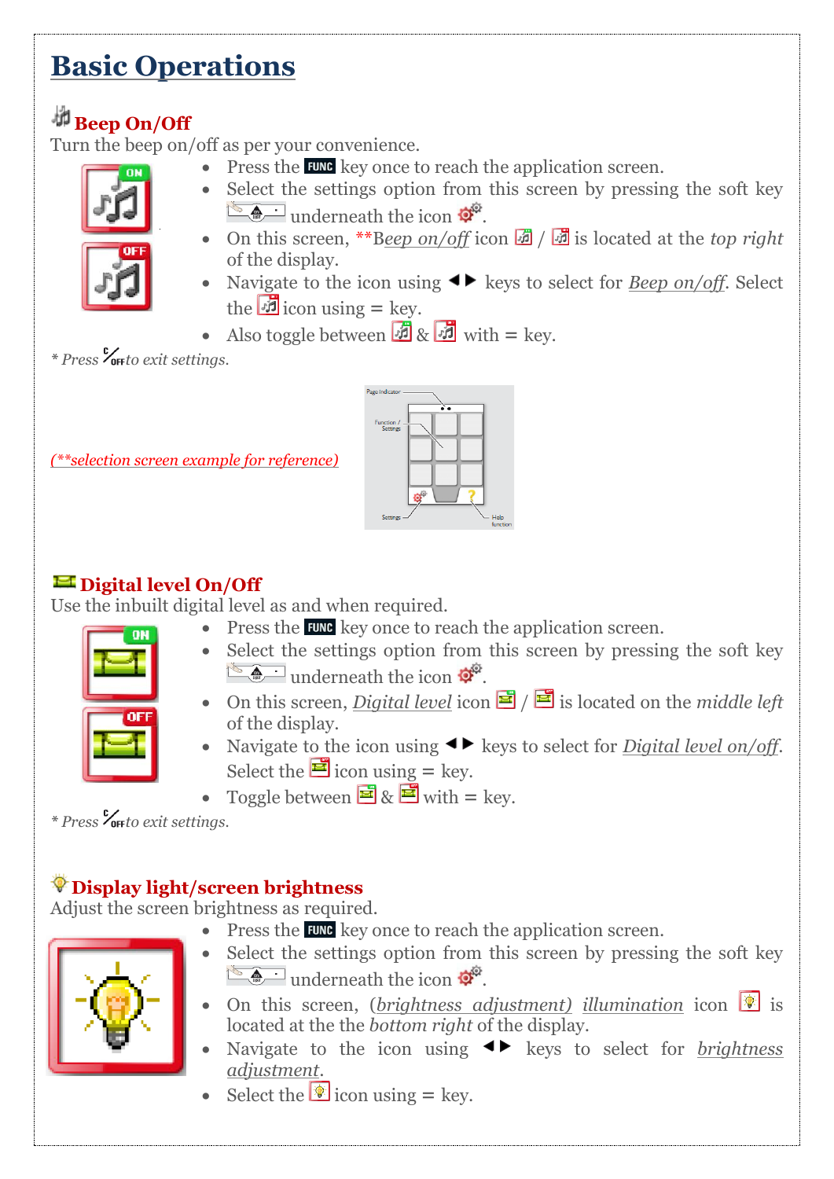# Basic Operations

## Beep On/Off

Turn the beep on/off as per your convenience.

- Press the FUNC key once to reach the application screen.
- Select the settings option from this screen by pressing the soft key underneath the icon .
- On this screen, **Beep on/off icon / is located at the *top right* of the display.
- Navigate to the icon using ◄► keys to select for Beep on/off. Select the icon using = key.
- Also toggle between & with = key.

* *Press to exit settings.*

*(**selection screen example for reference)*

Page Indicator

Function / Settings

Settings

Help function

## Digital level On/Off

Use the inbuilt digital level as and when required.

- Press the FUNC key once to reach the application screen.
- Select the settings option from this screen by pressing the soft key underneath the icon .
- On this screen, Digital level icon / is located on the *middle left* of the display.
- Navigate to the icon using ◄► keys to select for Digital level on/off. Select the icon using = key.
- Toggle between & with = key.

* *Press to exit settings.*

## Display light/screen brightness

Adjust the screen brightness as required.

- Press the FUNC key once to reach the application screen.
- Select the settings option from this screen by pressing the soft key underneath the icon .
- On this screen, (*brightness adjustment) illumination* icon is located at the the *bottom right* of the display.
- Navigate to the icon using ◄► keys to select for *brightness adjustment*.
- Select the icon using = key.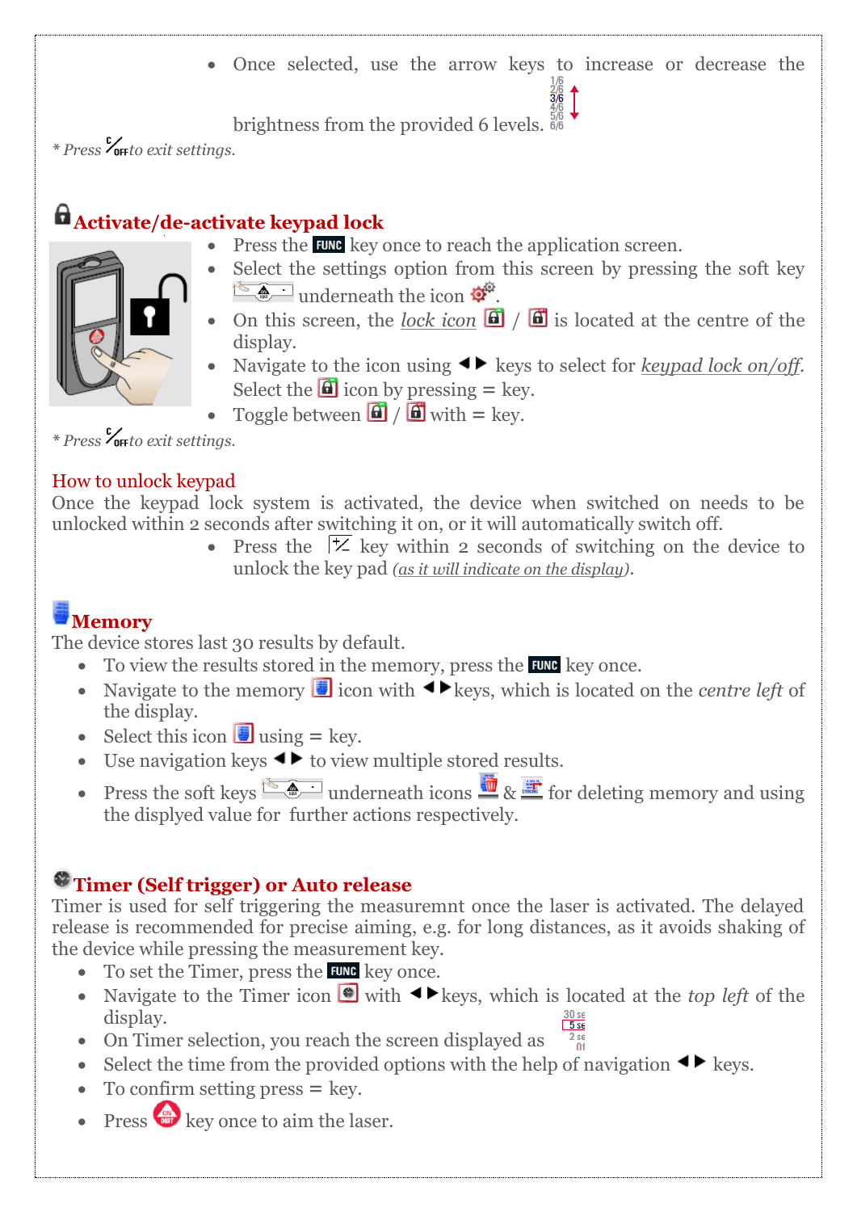- Once selected, use the arrow keys to increase or decrease the brightness from the provided 6 levels. 1/6 2/6 3/6 4/6 5/6 6/6

*\* Press C/OFF to exit settings.*

## Activate/de-activate keypad lock

- Press the FUNC key once to reach the application screen.
- Select the settings option from this screen by pressing the soft key underneath the icon.
- On this screen, the *lock icon* / is located at the centre of the display.
- Navigate to the icon using ◄► keys to select for *keypad lock on/off*. Select the icon by pressing = key.
- Toggle between / with = key.

*\* Press C/OFF to exit settings.*

### How to unlock keypad

Once the keypad lock system is activated, the device when switched on needs to be unlocked within 2 seconds after switching it on, or it will automatically switch off.

- Press the key within 2 seconds of switching on the device to unlock the key pad *(as it will indicate on the display)*.

## Memory

The device stores last 30 results by default.

- To view the results stored in the memory, press the FUNC key once.
- Navigate to the memory icon with ◄►keys, which is located on the *centre left* of the display.
- Select this icon using = key.
- Use navigation keys ◄► to view multiple stored results.
- Press the soft keys underneath icons & for deleting memory and using the displyed value for further actions respectively.

## Timer (Self trigger) or Auto release

Timer is used for self triggering the measuremnt once the laser is activated. The delayed release is recommended for precise aiming, e.g. for long distances, as it avoids shaking of the device while pressing the measurement key.

- To set the Timer, press the FUNC key once.
- Navigate to the Timer icon with ◄►keys, which is located at the *top left* of the display.
- On Timer selection, you reach the screen displayed as 30 se / 5 se / 2 se / Of
- Select the time from the provided options with the help of navigation ◄► keys.
- To confirm setting press = key.
- Press ON/DIST key once to aim the laser.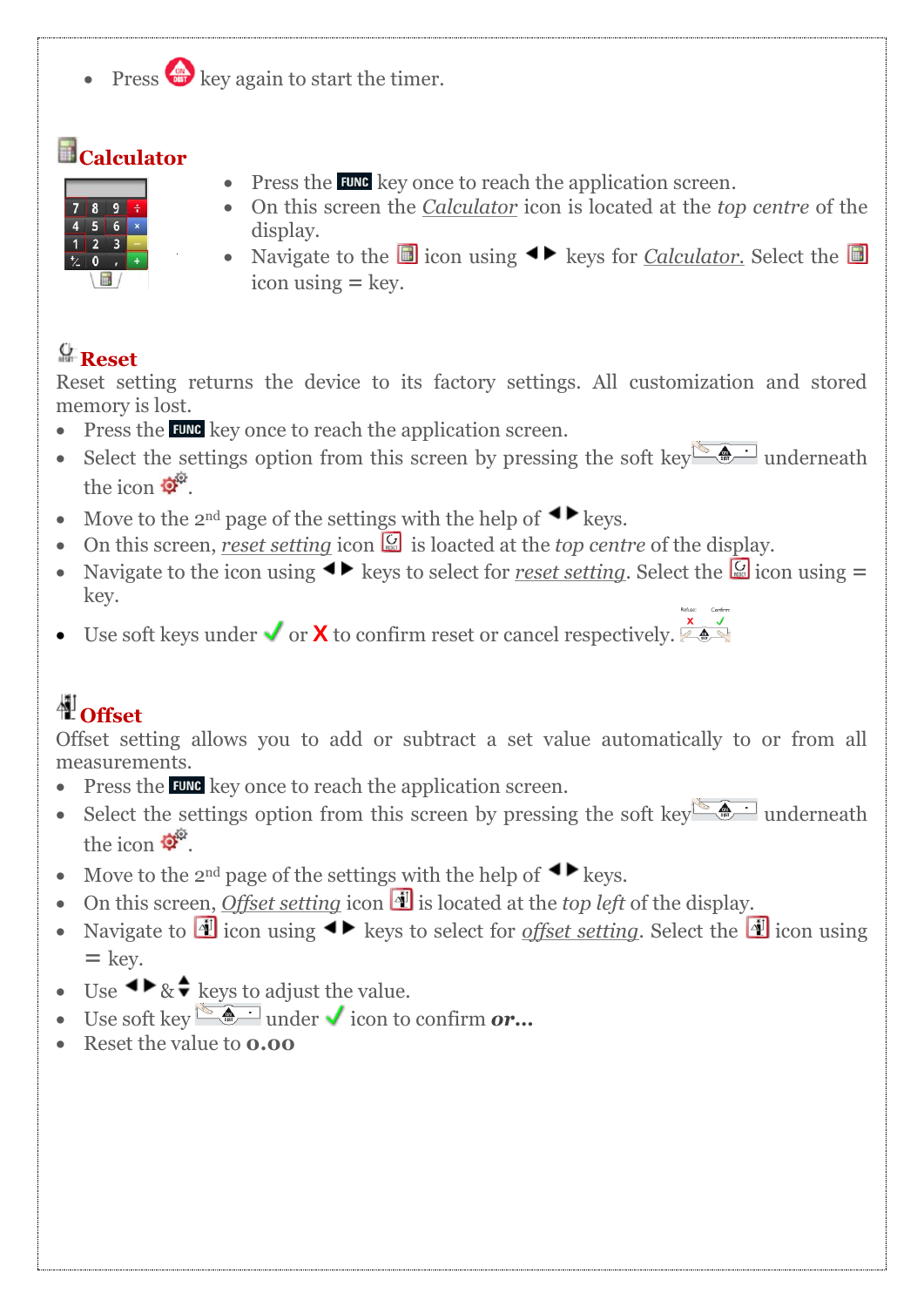- Press key again to start the timer.

## Calculator

- Press the FUNC key once to reach the application screen.
- On this screen the *Calculator* icon is located at the *top centre* of the display.
- Navigate to the icon using ◄► keys for *Calculator.* Select the icon using = key.

## Reset

Reset setting returns the device to its factory settings. All customization and stored memory is lost.

- Press the FUNC key once to reach the application screen.
- Select the settings option from this screen by pressing the soft key underneath the icon .
- Move to the 2nd page of the settings with the help of ◄► keys.
- On this screen, *reset setting* icon is loacted at the *top centre* of the display.
- Navigate to the icon using ◄► keys to select for *reset setting*. Select the icon using = key.
- Use soft keys under ✓ or X to confirm reset or cancel respectively.

## Offset

Offset setting allows you to add or subtract a set value automatically to or from all measurements.

- Press the FUNC key once to reach the application screen.
- Select the settings option from this screen by pressing the soft key underneath the icon .
- Move to the 2nd page of the settings with the help of ◄► keys.
- On this screen, *Offset setting* icon is located at the *top left* of the display.
- Navigate to icon using ◄► keys to select for *offset setting*. Select the icon using = key.
- Use ◄► & ▲▼ keys to adjust the value.
- Use soft key under ✓ icon to confirm ***or…***
- Reset the value to **0.00**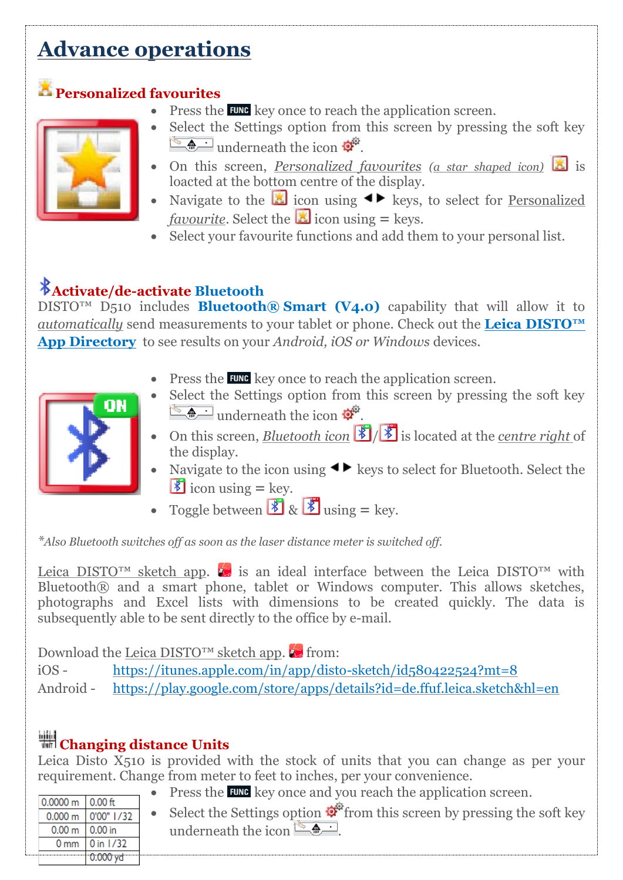# Advance operations

## Personalized favourites

- Press the FUNC key once to reach the application screen.
- Select the Settings option from this screen by pressing the soft key underneath the icon.
- On this screen, _Personalized favourites_ _(a star shaped icon)_ is loacted at the bottom centre of the display.
- Navigate to the icon using ◄► keys, to select for Personalized _favourite_. Select the icon using = keys.
- Select your favourite functions and add them to your personal list.

## Activate/de-activate Bluetooth

DISTO™ D510 includes **Bluetooth® Smart (V4.0)** capability that will allow it to _automatically_ send measurements to your tablet or phone. Check out the **Leica DISTO™ App Directory** to see results on your _Android, iOS or Windows_ devices.

- Press the FUNC key once to reach the application screen.
- Select the Settings option from this screen by pressing the soft key underneath the icon.
- On this screen, _Bluetooth icon_ / is located at the _centre right_ of the display.
- Navigate to the icon using ◄► keys to select for Bluetooth. Select the icon using = key.
- Toggle between & using = key.

*_Also Bluetooth switches off as soon as the laser distance meter is switched off._

Leica DISTO™ sketch app. is an ideal interface between the Leica DISTO™ with Bluetooth® and a smart phone, tablet or Windows computer. This allows sketches, photographs and Excel lists with dimensions to be created quickly. The data is subsequently able to be sent directly to the office by e-mail.

Download the Leica DISTO™ sketch app. from:

iOS - https://itunes.apple.com/in/app/disto-sketch/id580422524?mt=8

Android - https://play.google.com/store/apps/details?id=de.ffuf.leica.sketch&hl=en

## Changing distance Units

Leica Disto X510 is provided with the stock of units that you can change as per your requirement. Change from meter to feet to inches, per your convenience.

| | |
|---|---|
| 0.0000 m | 0.00 ft |
| 0.000 m | 0'00" 1/32 |
| 0.00 m | 0.00 in |
| 0 mm | 0 in 1/32 |
| | 0.000 yd |

- Press the FUNC key once and you reach the application screen.
- Select the Settings option from this screen by pressing the soft key underneath the icon.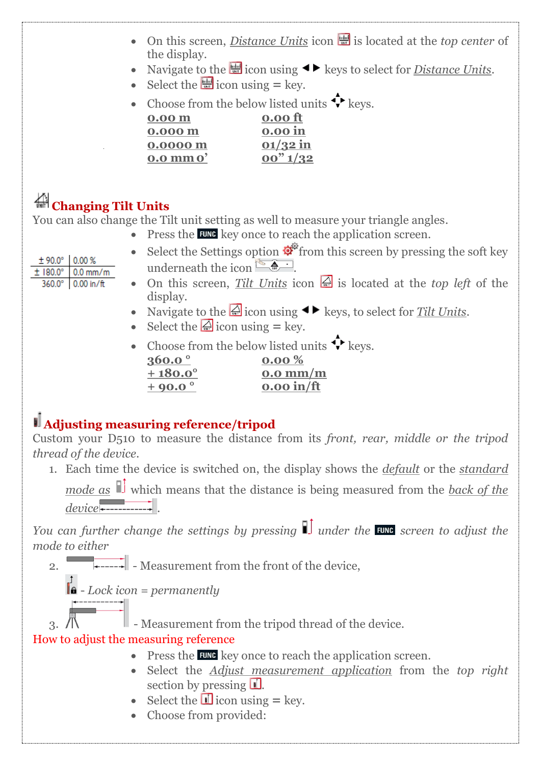- On this screen, *Distance Units* icon is located at the *top center* of the display.
- Navigate to the icon using ◄ ► keys to select for *Distance Units*.
- Select the icon using = key.
- Choose from the below listed units keys.

| | |
|---|---|
| **0.00 m** | **0.00 ft** |
| **0.000 m** | **0.00 in** |
| **0.0000 m** | **01/32 in** |
| **0.0 mm 0’** | **00” 1/32** |

## Changing Tilt Units

You can also change the Tilt unit setting as well to measure your triangle angles.

| | |
|---|---|
| ± 90.0° | 0.00 % |
| ± 180.0° | 0.0 mm/m |
| 360.0° | 0.00 in/ft |

- Press the FUNC key once to reach the application screen.
- Select the Settings option from this screen by pressing the soft key underneath the icon .
- On this screen, *Tilt Units* icon is located at the *top left* of the display.
- Navigate to the icon using ◄ ► keys, to select for *Tilt Units*.
- Select the icon using = key.
- Choose from the below listed units keys.

| | |
|---|---|
| **360.0 °** | **0.00 %** |
| **+ 180.0°** | **0.0 mm/m** |
| **+ 90.0 °** | **0.00 in/ft** |

## Adjusting measuring reference/tripod

Custom your D510 to measure the distance from its *front, rear, middle or the tripod thread of the device.*

1. Each time the device is switched on, the display shows the *default* or the *standard mode as* which means that the distance is being measured from the *back of the device* .

*You can further change the settings by pressing under the* FUNC *screen to adjust the mode to either*

2. - Measurement from the front of the device,

   - *Lock icon = permanently*

3. - Measurement from the tripod thread of the device.

How to adjust the measuring reference

- Press the FUNC key once to reach the application screen.
- Select the *Adjust measurement application* from the *top right* section by pressing .
- Select the icon using = key.
- Choose from provided: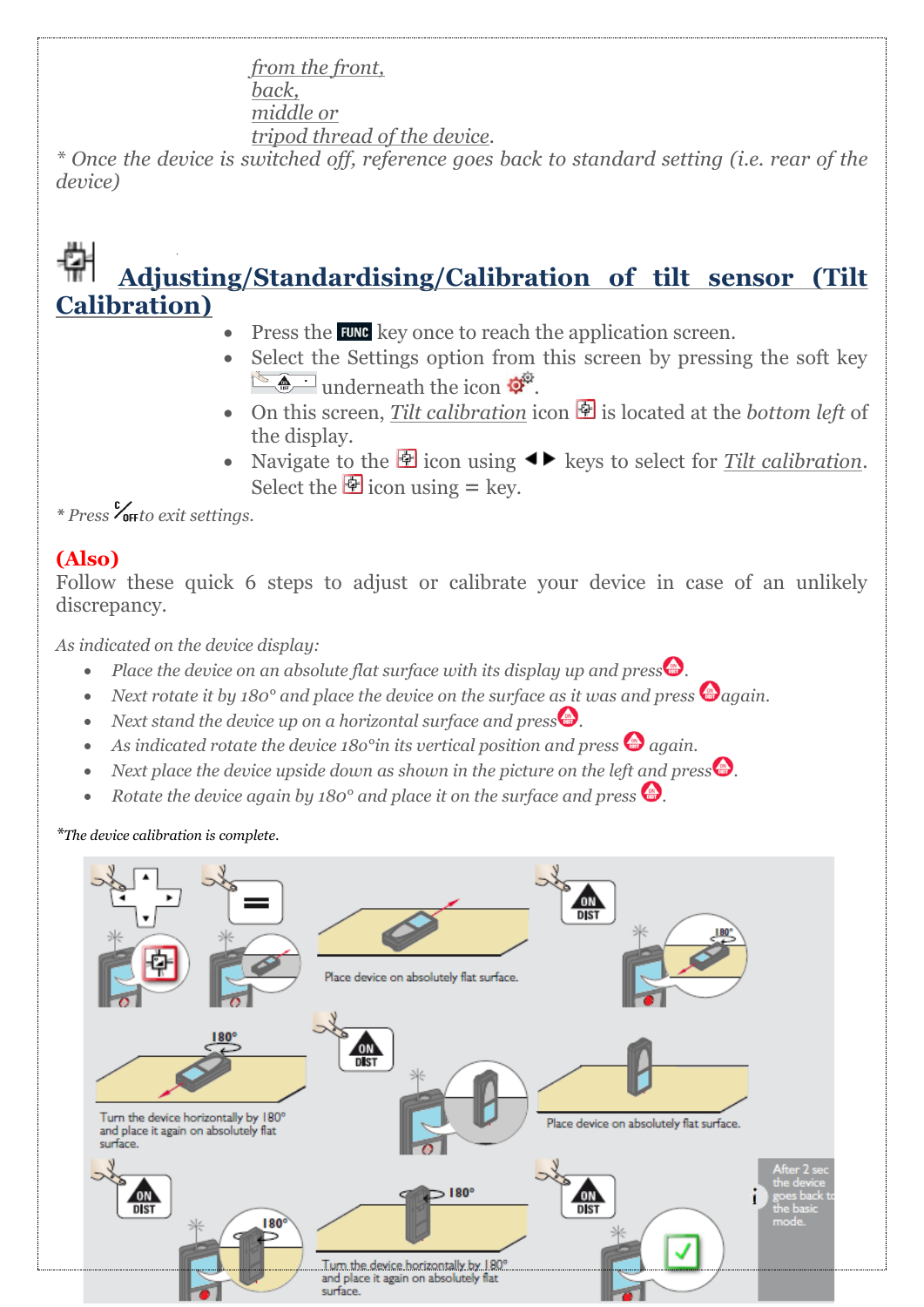*from the front,*
*back,*
*middle or*
*tripod thread of the device.*

\* *Once the device is switched off, reference goes back to standard setting (i.e. rear of the device)*

## Adjusting/Standardising/Calibration of tilt sensor (Tilt Calibration)

- Press the FUNC key once to reach the application screen.
- Select the Settings option from this screen by pressing the soft key underneath the icon.
- On this screen, *Tilt calibration* icon is located at the *bottom left* of the display.
- Navigate to the icon using ◄► keys to select for *Tilt calibration*. Select the icon using = key.

\* *Press C/OFF to exit settings.*

**(Also)**

Follow these quick 6 steps to adjust or calibrate your device in case of an unlikely discrepancy.

*As indicated on the device display:*

- *Place the device on an absolute flat surface with its display up and press ON/DIST.*
- *Next rotate it by 180° and place the device on the surface as it was and press ON/DIST again.*
- *Next stand the device up on a horizontal surface and press ON/DIST.*
- *As indicated rotate the device 180°in its vertical position and press ON/DIST again.*
- *Next place the device upside down as shown in the picture on the left and press ON/DIST.*
- *Rotate the device again by 180° and place it on the surface and press ON/DIST.*

\**The device calibration is complete.*

Place device on absolutely flat surface.

Turn the device horizontally by 180° and place it again on absolutely flat surface.

Place device on absolutely flat surface.

Turn the device horizontally by 180° and place it again on absolutely flat surface.

After 2 sec the device goes back to the basic mode.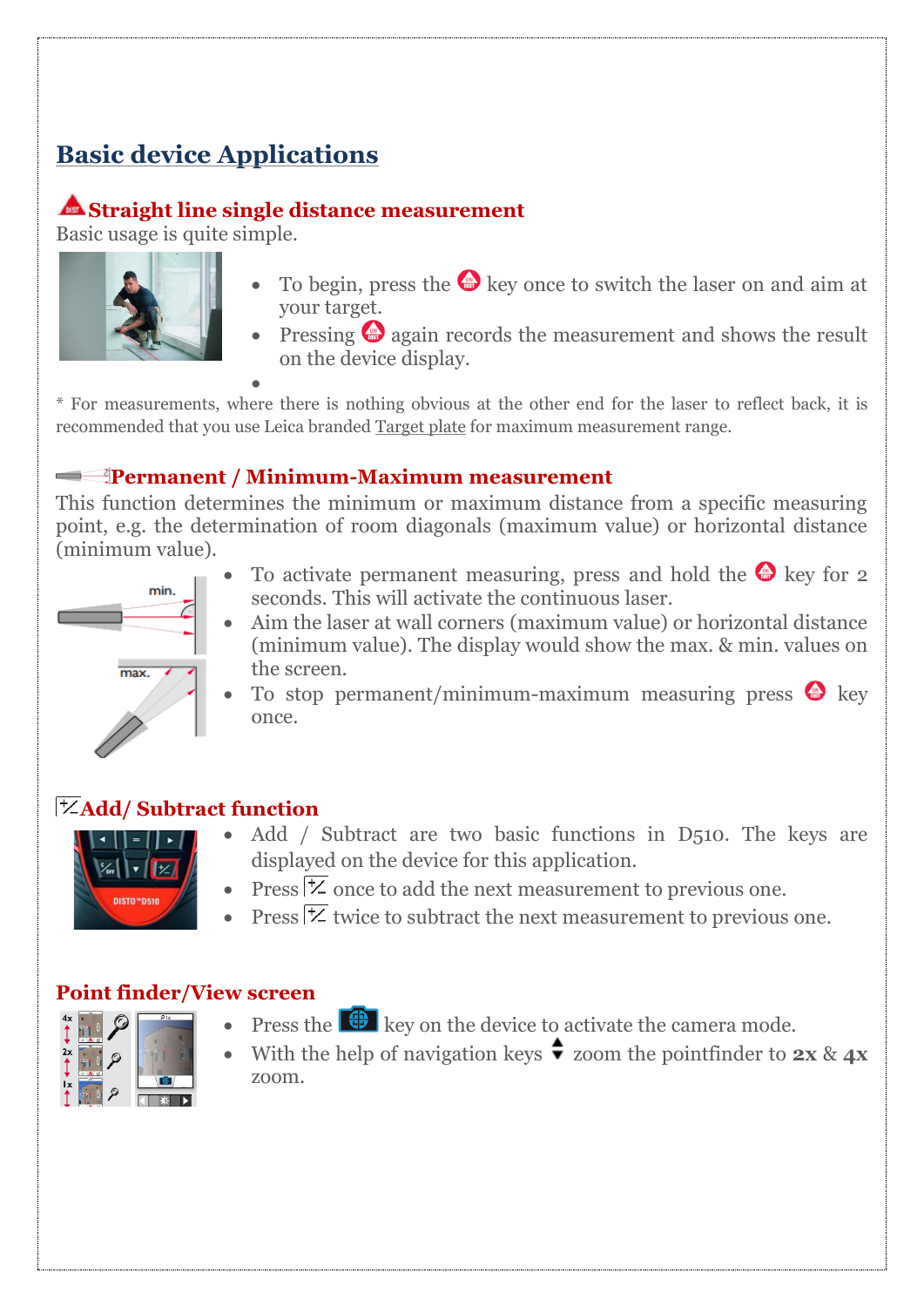# Basic device Applications

## Straight line single distance measurement

Basic usage is quite simple.

- To begin, press the key once to switch the laser on and aim at your target.
- Pressing again records the measurement and shows the result on the device display.
-

* For measurements, where there is nothing obvious at the other end for the laser to reflect back, it is recommended that you use Leica branded Target plate for maximum measurement range.

## Permanent / Minimum-Maximum measurement

This function determines the minimum or maximum distance from a specific measuring point, e.g. the determination of room diagonals (maximum value) or horizontal distance (minimum value).

- To activate permanent measuring, press and hold the key for 2 seconds. This will activate the continuous laser.
- Aim the laser at wall corners (maximum value) or horizontal distance (minimum value). The display would show the max. & min. values on the screen.
- To stop permanent/minimum-maximum measuring press key once.

## Add/ Subtract function

- Add / Subtract are two basic functions in D510. The keys are displayed on the device for this application.
- Press once to add the next measurement to previous one.
- Press twice to subtract the next measurement to previous one.

## Point finder/View screen

- Press the key on the device to activate the camera mode.
- With the help of navigation keys zoom the pointfinder to **2x** & **4x** zoom.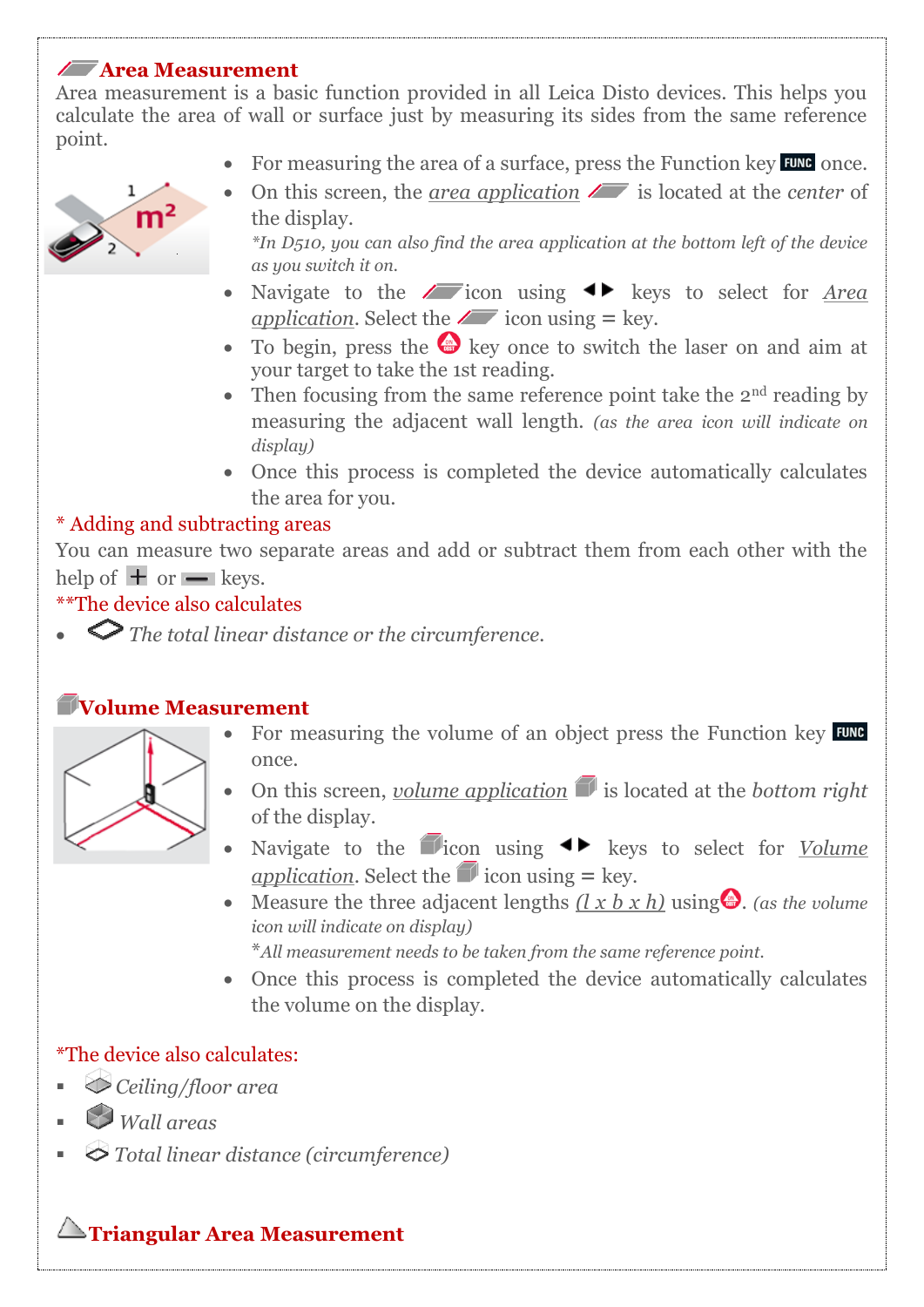## Area Measurement

Area measurement is a basic function provided in all Leica Disto devices. This helps you calculate the area of wall or surface just by measuring its sides from the same reference point.

- For measuring the area of a surface, press the Function key FUNC once.
- On this screen, the *area application* is located at the *center* of the display.
  *\*In D510, you can also find the area application at the bottom left of the device as you switch it on.*
- Navigate to the icon using ◀▶ keys to select for *Area application*. Select the icon using = key.
- To begin, press the key once to switch the laser on and aim at your target to take the 1st reading.
- Then focusing from the same reference point take the 2nd reading by measuring the adjacent wall length. *(as the area icon will indicate on display)*
- Once this process is completed the device automatically calculates the area for you.

\* Adding and subtracting areas

You can measure two separate areas and add or subtract them from each other with the help of + or − keys.

\*\*The device also calculates

- *The total linear distance or the circumference.*

## Volume Measurement

- For measuring the volume of an object press the Function key FUNC once.
- On this screen, *volume application* is located at the *bottom right* of the display.
- Navigate to the icon using ◀▶ keys to select for *Volume application*. Select the icon using = key.
- Measure the three adjacent lengths *(l x b x h)* using . *(as the volume icon will indicate on display)*
  \**All measurement needs to be taken from the same reference point.*
- Once this process is completed the device automatically calculates the volume on the display.

\*The device also calculates:

- *Ceiling/floor area*
- *Wall areas*
- *Total linear distance (circumference)*

## Triangular Area Measurement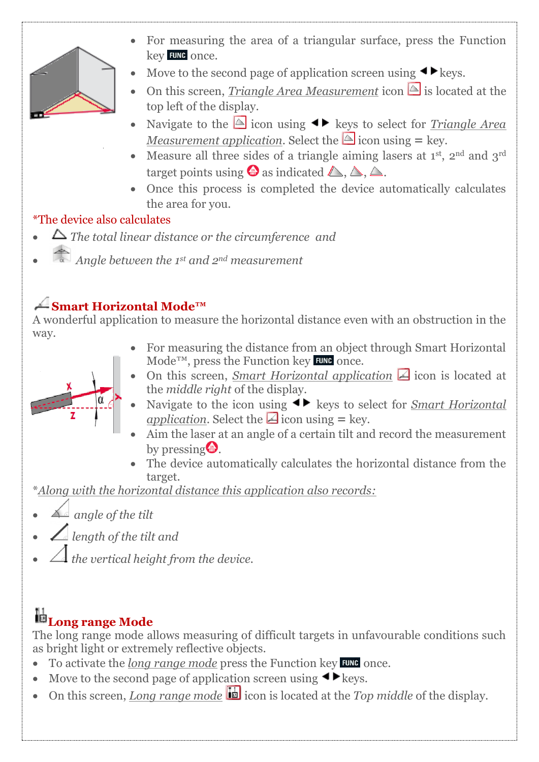- For measuring the area of a triangular surface, press the Function key FUNC once.
- Move to the second page of application screen using ◄► keys.
- On this screen, _Triangle Area Measurement_ icon is located at the top left of the display.
- Navigate to the icon using ◄► keys to select for _Triangle Area Measurement application_. Select the icon using = key.
- Measure all three sides of a triangle aiming lasers at 1st, 2nd and 3rd target points using as indicated , , .
- Once this process is completed the device automatically calculates the area for you.

*The device also calculates

- *The total linear distance or the circumference and*
- *Angle between the 1st and 2nd measurement*

## Smart Horizontal Mode™

A wonderful application to measure the horizontal distance even with an obstruction in the way.

- For measuring the distance from an object through Smart Horizontal Mode™, press the Function key FUNC once.
- On this screen, _Smart Horizontal application_ icon is located at the *middle right* of the display.
- Navigate to the icon using ◄► keys to select for _Smart Horizontal application_. Select the icon using = key.
- Aim the laser at an angle of a certain tilt and record the measurement by pressing .
- The device automatically calculates the horizontal distance from the target.

*_Along with the horizontal distance this application also records:_

- *angle of the tilt*
- *length of the tilt and*
- *the vertical height from the device.*

## Long range Mode

The long range mode allows measuring of difficult targets in unfavourable conditions such as bright light or extremely reflective objects.

- To activate the _long range mode_ press the Function key FUNC once.
- Move to the second page of application screen using ◄► keys.
- On this screen, _Long range mode_ icon is located at the *Top middle* of the display.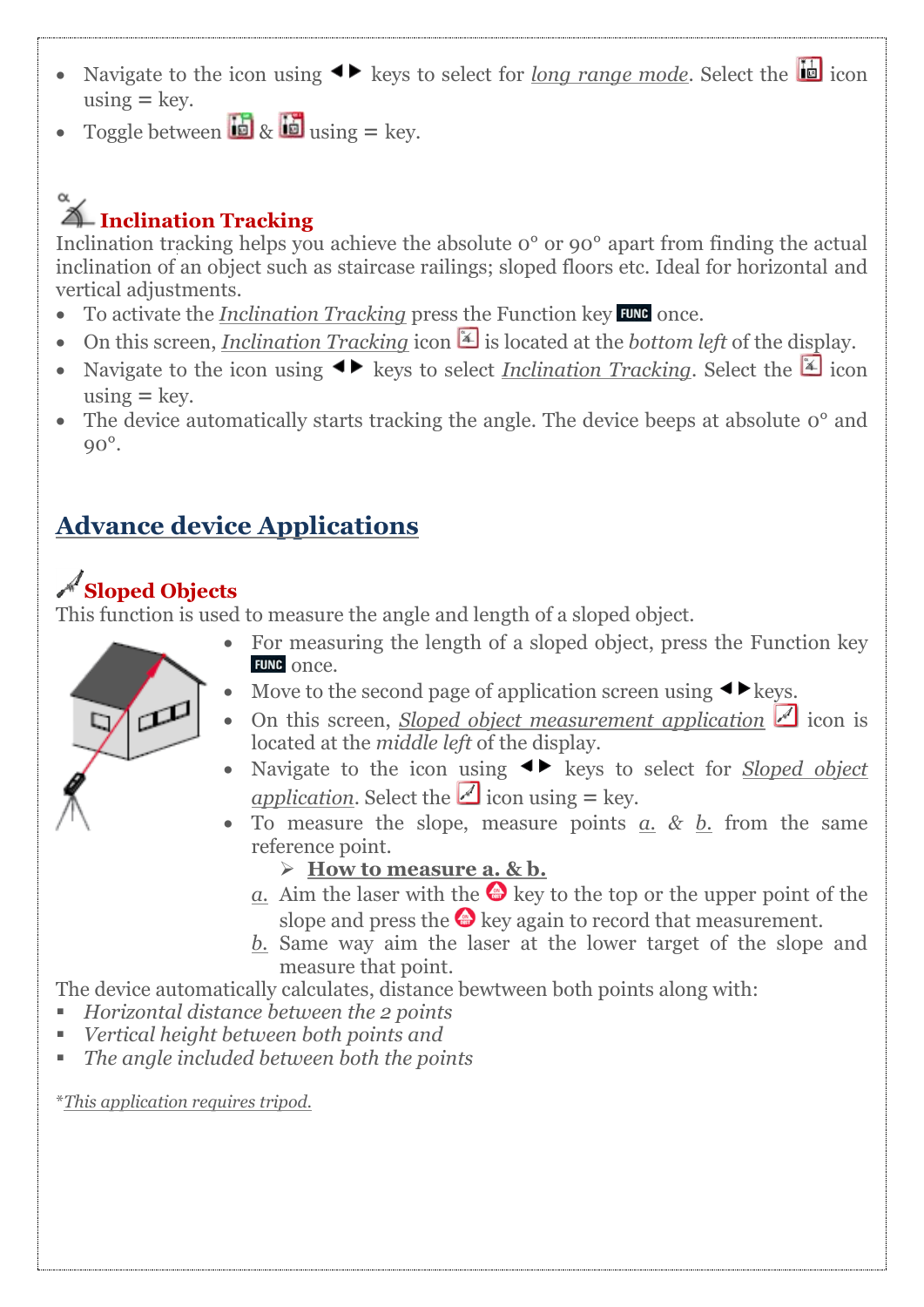- Navigate to the icon using ◄► keys to select for *long range mode*. Select the icon using = key.
- Toggle between & using = key.

## Inclination Tracking

Inclination tracking helps you achieve the absolute 0° or 90° apart from finding the actual inclination of an object such as staircase railings; sloped floors etc. Ideal for horizontal and vertical adjustments.

- To activate the *Inclination Tracking* press the Function key FUNC once.
- On this screen, *Inclination Tracking* icon is located at the *bottom left* of the display.
- Navigate to the icon using ◄► keys to select *Inclination Tracking*. Select the icon using = key.
- The device automatically starts tracking the angle. The device beeps at absolute 0° and 90°.

# Advance device Applications

## Sloped Objects

This function is used to measure the angle and length of a sloped object.

- For measuring the length of a sloped object, press the Function key FUNC once.
- Move to the second page of application screen using ◄►keys.
- On this screen, *Sloped object measurement application* icon is located at the *middle left* of the display.
- Navigate to the icon using ◄► keys to select for *Sloped object application*. Select the icon using = key.
- To measure the slope, measure points *a.* & *b.* from the same reference point.

➢ **How to measure a. & b.**

*a.* Aim the laser with the key to the top or the upper point of the slope and press the key again to record that measurement.

*b.* Same way aim the laser at the lower target of the slope and measure that point.

The device automatically calculates, distance bewtween both points along with:

- *Horizontal distance between the 2 points*
- *Vertical height between both points and*
- *The angle included between both the points*

**This application requires tripod.*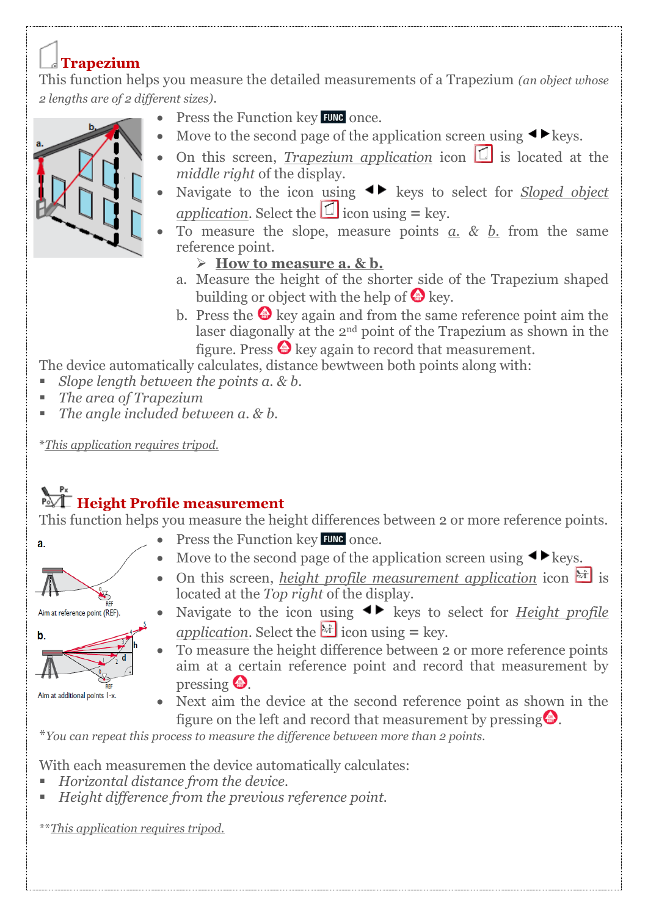## Trapezium

This function helps you measure the detailed measurements of a Trapezium *(an object whose 2 lengths are of 2 different sizes).*

- Press the Function key **FUNC** once.
- Move to the second page of the application screen using ◄► keys.
- On this screen, *Trapezium application* icon is located at the *middle right* of the display.
- Navigate to the icon using ◄► keys to select for *Sloped object application*. Select the icon using = key.
- To measure the slope, measure points *a.* & *b.* from the same reference point.

➢ **How to measure a. & b.**

a. Measure the height of the shorter side of the Trapezium shaped building or object with the help of key.

b. Press the key again and from the same reference point aim the laser diagonally at the 2nd point of the Trapezium as shown in the figure. Press key again to record that measurement.

The device automatically calculates, distance bewtween both points along with:

- *Slope length between the points a. & b.*
- *The area of Trapezium*
- *The angle included between a. & b.*

*This application requires tripod.

## Height Profile measurement

This function helps you measure the height differences between 2 or more reference points.

a.

Aim at reference point (REF).

b.

Aim at additional points I-x.

- Press the Function key **FUNC** once.
- Move to the second page of the application screen using ◄► keys.
- On this screen, *height profile measurement application* icon is located at the *Top right* of the display.
- Navigate to the icon using ◄► keys to select for *Height profile application*. Select the icon using = key.
- To measure the height difference between 2 or more reference points aim at a certain reference point and record that measurement by pressing .
- Next aim the device at the second reference point as shown in the figure on the left and record that measurement by pressing .

**You can repeat this process to measure the difference between more than 2 points.*

With each measuremen the device automatically calculates:

- *Horizontal distance from the device.*
- *Height difference from the previous reference point.*

**This application requires tripod.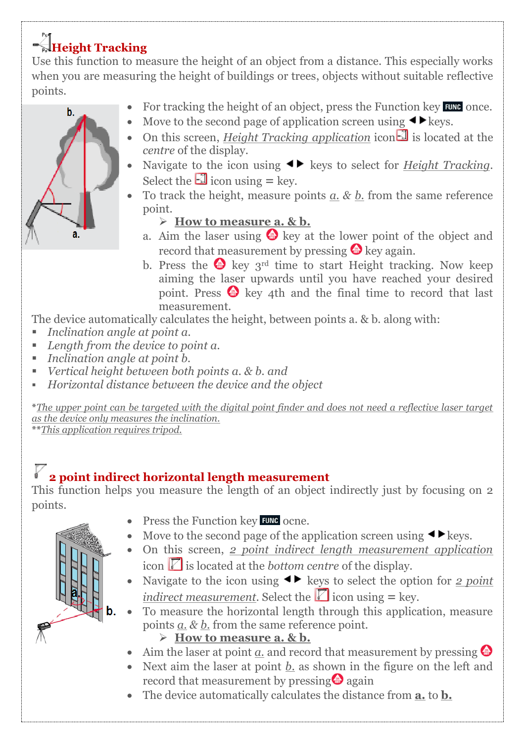## Height Tracking

Use this function to measure the height of an object from a distance. This especially works when you are measuring the height of buildings or trees, objects without suitable reflective points.

- For tracking the height of an object, press the Function key **FUNC** once.
- Move to the second page of application screen using ◄ ► keys.
- On this screen, *Height Tracking application* icon is located at the *centre* of the display.
- Navigate to the icon using ◄ ► keys to select for *Height Tracking*. Select the icon using = key.
- To track the height, measure points *a.* & *b.* from the same reference point.
  - ➢ **How to measure a. & b.**

a. Aim the laser using key at the lower point of the object and record that measurement by pressing key again.

b. Press the key 3rd time to start Height tracking. Now keep aiming the laser upwards until you have reached your desired point. Press key 4th and the final time to record that last measurement.

The device automatically calculates the height, between points a. & b. along with:

- *Inclination angle at point a.*
- *Length from the device to point a.*
- *Inclination angle at point b.*
- *Vertical height between both points a. & b. and*
- *Horizontal distance between the device and the object*

*The upper point can be targeted with the digital point finder and does not need a reflective laser target as the device only measures the inclination.*

**This application requires tripod.*

## 2 point indirect horizontal length measurement

This function helps you measure the length of an object indirectly just by focusing on 2 points.

- Press the Function key **FUNC** ocne.
- Move to the second page of the application screen using ◄ ► keys.
- On this screen, *2 point indirect length measurement application* icon is located at the *bottom centre* of the display.
- Navigate to the icon using ◄ ► keys to select the option for *2 point indirect measurement*. Select the icon using = key.
- To measure the horizontal length through this application, measure points *a.* & *b.* from the same reference point.
  - ➢ **How to measure a. & b.**
- Aim the laser at point *a.* and record that measurement by pressing
- Next aim the laser at point *b.* as shown in the figure on the left and record that measurement by pressing again
- The device automatically calculates the distance from **a.** to **b.**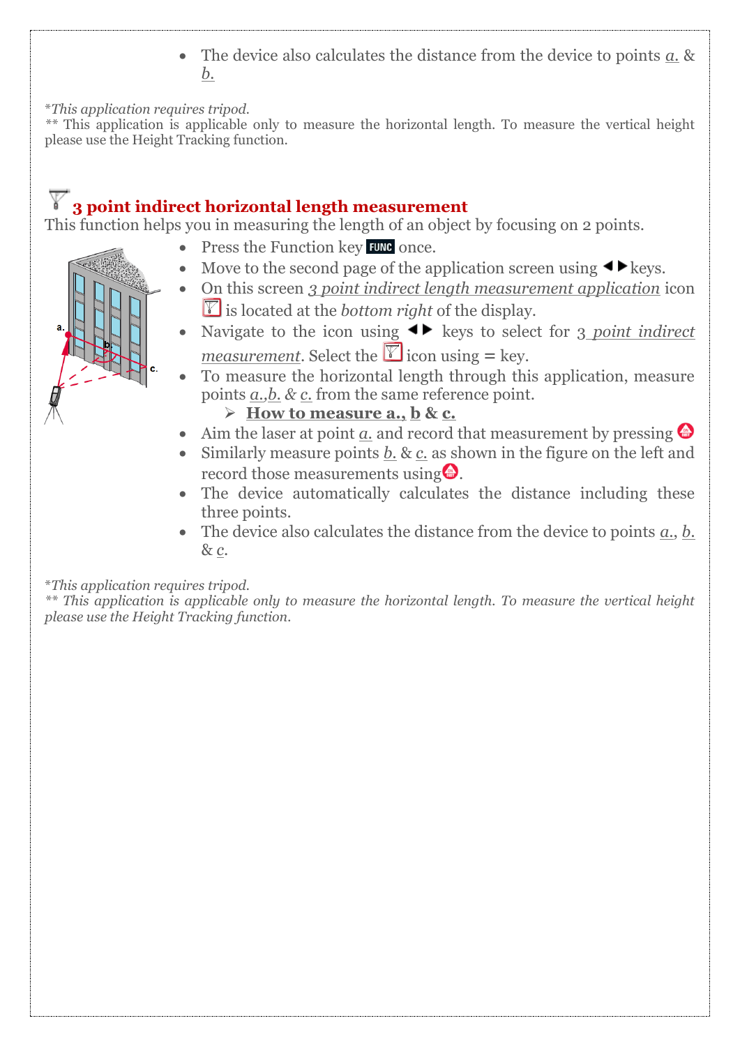- The device also calculates the distance from the device to points _a._ & _b._

**This application requires tripod.*
** This application is applicable only to measure the horizontal length. To measure the vertical height please use the Height Tracking function.

## 3 point indirect horizontal length measurement

This function helps you in measuring the length of an object by focusing on 2 points.

- Press the Function key FUNC once.
- Move to the second page of the application screen using ◄► keys.
- On this screen _3 point indirect length measurement application_ icon is located at the *bottom right* of the display.
- Navigate to the icon using ◄► keys to select for 3 _point indirect measurement_. Select the icon using = key.
- To measure the horizontal length through this application, measure points _a._,_b._ & _c._ from the same reference point.
    - **How to measure a., b & c.**
- Aim the laser at point _a._ and record that measurement by pressing
- Similarly measure points _b._ & _c._ as shown in the figure on the left and record those measurements using .
- The device automatically calculates the distance including these three points.
- The device also calculates the distance from the device to points _a._, _b._ & _c._

**This application requires tripod.*
*** This application is applicable only to measure the horizontal length. To measure the vertical height please use the Height Tracking function.*